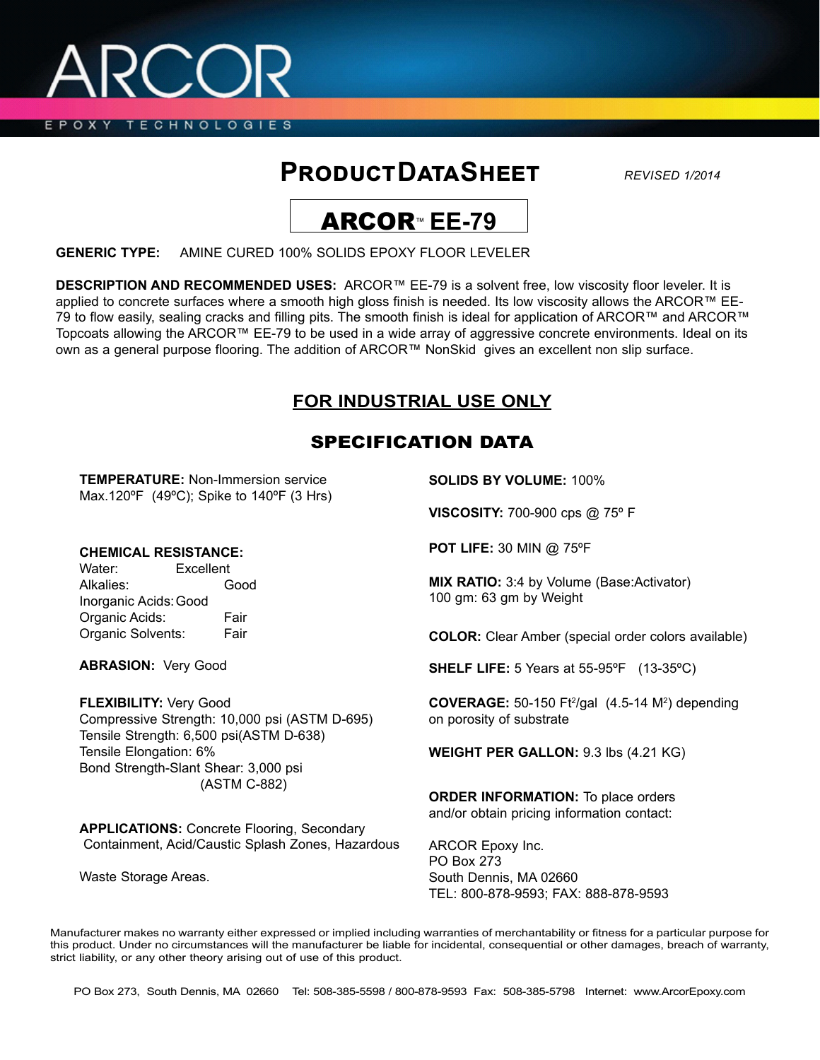# ARCOR

EPOXY TECHNOLOGIES

## PRODUCT DATA SHEET

*REVISED 1/2014*

## ARCOR™ EE-79

**GENERIC TYPE:** AMINE CURED 100% SOLIDS EPOXY FLOOR LEVELER

**DESCRIPTION AND RECOMMENDED USES:** ARCOR™ EE-79 is a solvent free, low viscosity floor leveler. It is applied to concrete surfaces where a smooth high gloss finish is needed. Its low viscosity allows the ARCOR™ EE-79 to flow easily, sealing cracks and filling pits. The smooth finish is ideal for application of ARCOR™ and ARCOR™ Topcoats allowing the ARCOR™ EE-79 to be used in a wide array of aggressive concrete environments. Ideal on its own as a general purpose flooring. The addition of ARCOR™ NonSkid gives an excellent non slip surface.

## FOR INDUSTRIAL USE ONLY

## SPECIFICATION DATA

**TEMPERATURE:** Non-Immersion service Max.120ºF (49ºC); Spike to 140ºF (3 Hrs)

**CHEMICAL RESISTANCE:**

| | |
|---|---|
| Water: | Excellent |
| Alkalies: | Good |
| Inorganic Acids: | Good |
| Organic Acids: | Fair |
| Organic Solvents: | Fair |

**ABRASION:** Very Good

**FLEXIBILITY:** Very Good
Compressive Strength: 10,000 psi (ASTM D-695)
Tensile Strength: 6,500 psi(ASTM D-638)
Tensile Elongation: 6%
Bond Strength-Slant Shear: 3,000 psi (ASTM C-882)

**APPLICATIONS:** Concrete Flooring, Secondary Containment, Acid/Caustic Splash Zones, Hazardous Waste Storage Areas.

**SOLIDS BY VOLUME:** 100%

**VISCOSITY:** 700-900 cps @ 75º F

**POT LIFE:** 30 MIN @ 75ºF

**MIX RATIO:** 3:4 by Volume (Base:Activator)
100 gm: 63 gm by Weight

**COLOR:** Clear Amber (special order colors available)

**SHELF LIFE:** 5 Years at 55-95ºF (13-35ºC)

**COVERAGE:** 50-150 $Ft^2$/gal (4.5-14 $M^2$) depending on porosity of substrate

**WEIGHT PER GALLON:** 9.3 lbs (4.21 KG)

**ORDER INFORMATION:** To place orders and/or obtain pricing information contact:

ARCOR Epoxy Inc.
PO Box 273
South Dennis, MA 02660
TEL: 800-878-9593; FAX: 888-878-9593

Manufacturer makes no warranty either expressed or implied including warranties of merchantability or fitness for a particular purpose for this product. Under no circumstances will the manufacturer be liable for incidental, consequential or other damages, breach of warranty, strict liability, or any other theory arising out of use of this product.

PO Box 273, South Dennis, MA 02660 Tel: 508-385-5598 / 800-878-9593 Fax: 508-385-5798 Internet: www.ArcorEpoxy.com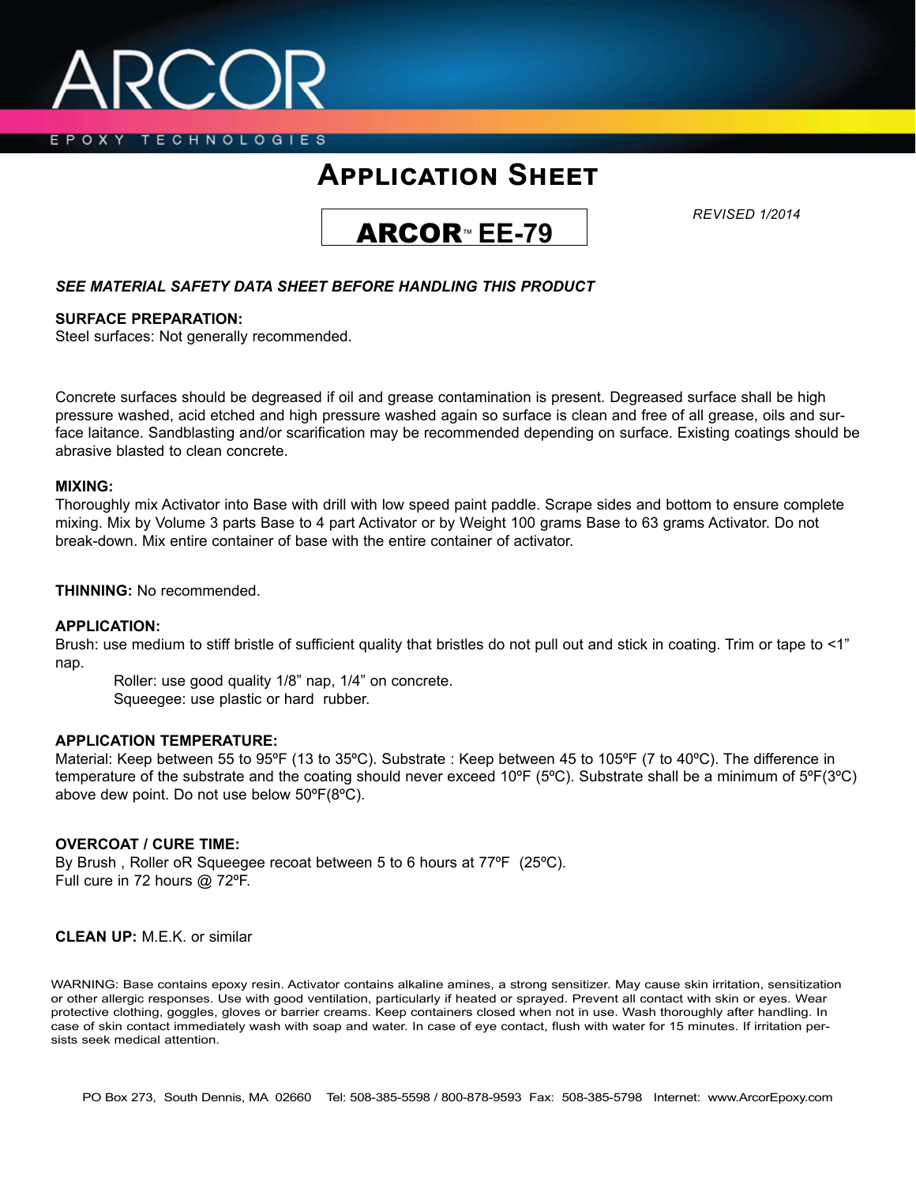ARCOR

EPOXY TECHNOLOGIES

# Application Sheet

## ARCOR™ EE-79

*REVISED 1/2014*

***SEE MATERIAL SAFETY DATA SHEET BEFORE HANDLING THIS PRODUCT***

**SURFACE PREPARATION:**
Steel surfaces: Not generally recommended.

Concrete surfaces should be degreased if oil and grease contamination is present. Degreased surface shall be high pressure washed, acid etched and high pressure washed again so surface is clean and free of all grease, oils and surface laitance. Sandblasting and/or scarification may be recommended depending on surface. Existing coatings should be abrasive blasted to clean concrete.

**MIXING:**
Thoroughly mix Activator into Base with drill with low speed paint paddle. Scrape sides and bottom to ensure complete mixing. Mix by Volume 3 parts Base to 4 part Activator or by Weight 100 grams Base to 63 grams Activator. Do not break-down. Mix entire container of base with the entire container of activator.

**THINNING:** No recommended.

**APPLICATION:**
Brush: use medium to stiff bristle of sufficient quality that bristles do not pull out and stick in coating. Trim or tape to <1" nap.

Roller: use good quality 1/8" nap, 1/4" on concrete.
Squeegee: use plastic or hard rubber.

**APPLICATION TEMPERATURE:**
Material: Keep between 55 to 95ºF (13 to 35ºC). Substrate : Keep between 45 to 105ºF (7 to 40ºC). The difference in temperature of the substrate and the coating should never exceed 10ºF (5ºC). Substrate shall be a minimum of 5ºF(3ºC) above dew point. Do not use below 50ºF(8ºC).

**OVERCOAT / CURE TIME:**
By Brush , Roller oR Squeegee recoat between 5 to 6 hours at 77ºF (25ºC).
Full cure in 72 hours @ 72ºF.

**CLEAN UP:** M.E.K. or similar

WARNING: Base contains epoxy resin. Activator contains alkaline amines, a strong sensitizer. May cause skin irritation, sensitization or other allergic responses. Use with good ventilation, particularly if heated or sprayed. Prevent all contact with skin or eyes. Wear protective clothing, goggles, gloves or barrier creams. Keep containers closed when not in use. Wash thoroughly after handling. In case of skin contact immediately wash with soap and water. In case of eye contact, flush with water for 15 minutes. If irritation persists seek medical attention.

PO Box 273, South Dennis, MA 02660 Tel: 508-385-5598 / 800-878-9593 Fax: 508-385-5798 Internet: www.ArcorEpoxy.com